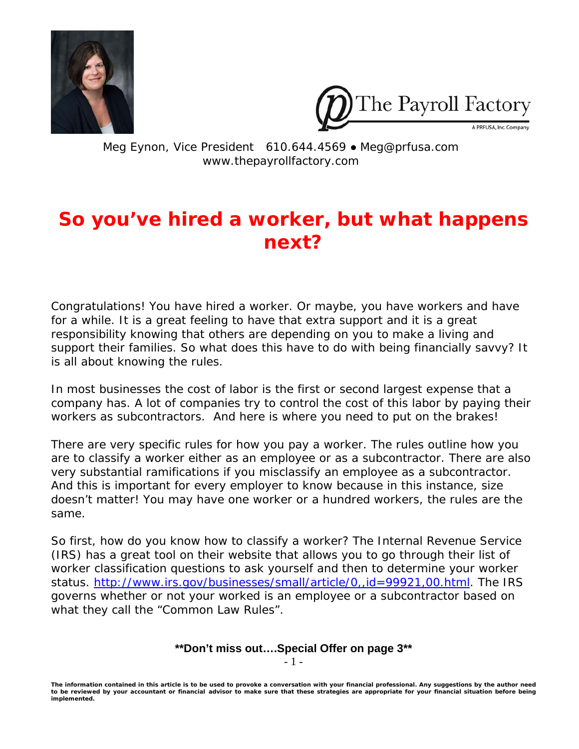The Payroll Factory
A PRFUSA, Inc. Company

Meg Eynon, Vice President 610.644.4569 ● Meg@prfusa.com
www.thepayrollfactory.com

# So you've hired a worker, but what happens next?

Congratulations! You have hired a worker. Or maybe, you have workers and have for a while. It is a great feeling to have that extra support and it is a great responsibility knowing that others are depending on you to make a living and support their families. So what does this have to do with being financially savvy? It is all about knowing the rules.

In most businesses the cost of labor is the first or second largest expense that a company has. A lot of companies try to control the cost of this labor by paying their workers as subcontractors. And here is where you need to put on the brakes!

There are very specific rules for how you pay a worker. The rules outline how you are to classify a worker either as an employee or as a subcontractor. There are also very substantial ramifications if you misclassify an employee as a subcontractor. And this is important for every employer to know because in this instance, size doesn't matter! You may have one worker or a hundred workers, the rules are the same.

So first, how do you know how to classify a worker? The Internal Revenue Service (IRS) has a great tool on their website that allows you to go through their list of worker classification questions to ask yourself and then to determine your worker status. http://www.irs.gov/businesses/small/article/0,,id=99921,00.html. The IRS governs whether or not your worked is an employee or a subcontractor based on what they call the "Common Law Rules".

**\*\*Don't miss out….Special Offer on page 3\*\***

**The information contained in this article is to be used to provoke a conversation with your financial professional. Any suggestions by the author need to be reviewed by your accountant or financial advisor to make sure that these strategies are appropriate for your financial situation before being implemented.**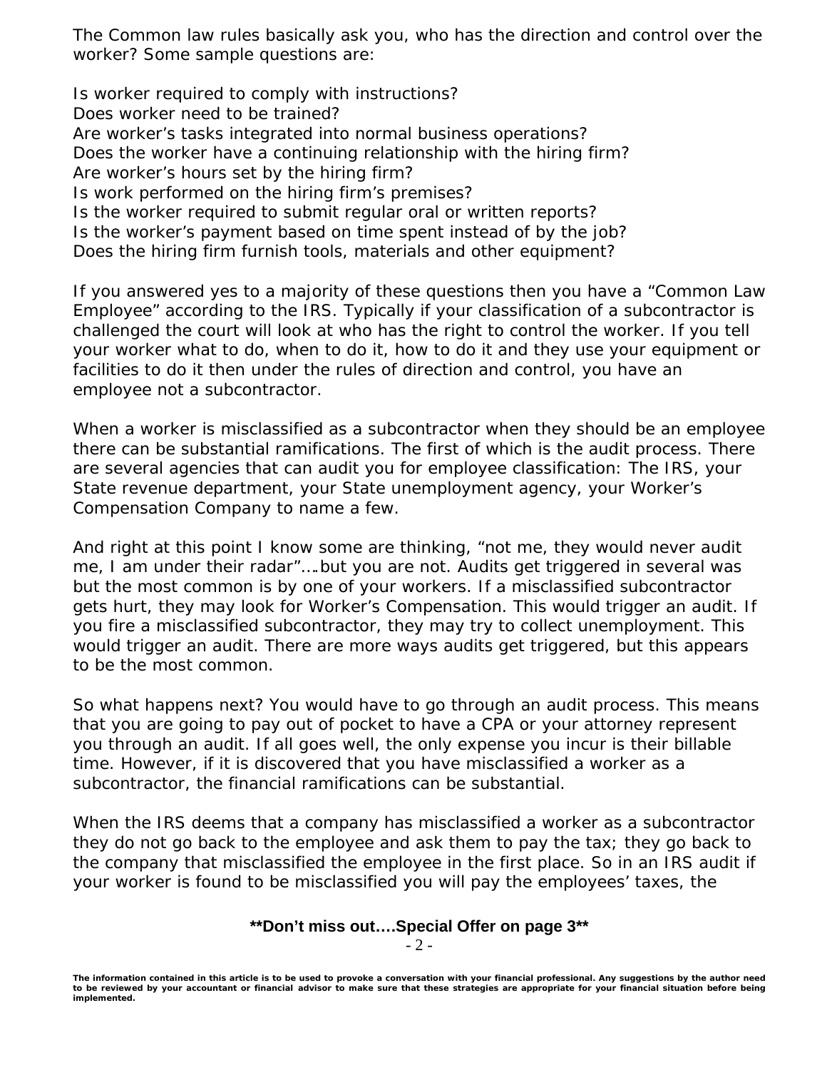The Common law rules basically ask you, who has the direction and control over the worker? Some sample questions are:

Is worker required to comply with instructions?
Does worker need to be trained?
Are worker's tasks integrated into normal business operations?
Does the worker have a continuing relationship with the hiring firm?
Are worker's hours set by the hiring firm?
Is work performed on the hiring firm's premises?
Is the worker required to submit regular oral or written reports?
Is the worker's payment based on time spent instead of by the job?
Does the hiring firm furnish tools, materials and other equipment?

If you answered yes to a majority of these questions then you have a "Common Law Employee" according to the IRS. Typically if your classification of a subcontractor is challenged the court will look at who has the right to control the worker. If you tell your worker what to do, when to do it, how to do it and they use your equipment or facilities to do it then under the rules of direction and control, you have an employee not a subcontractor.

When a worker is misclassified as a subcontractor when they should be an employee there can be substantial ramifications. The first of which is the audit process. There are several agencies that can audit you for employee classification: The IRS, your State revenue department, your State unemployment agency, your Worker's Compensation Company to name a few.

And right at this point I know some are thinking, "not me, they would never audit me, I am under their radar"….but you are not. Audits get triggered in several was but the most common is by one of your workers. If a misclassified subcontractor gets hurt, they may look for Worker's Compensation. This would trigger an audit. If you fire a misclassified subcontractor, they may try to collect unemployment. This would trigger an audit. There are more ways audits get triggered, but this appears to be the most common.

So what happens next? You would have to go through an audit process. This means that you are going to pay out of pocket to have a CPA or your attorney represent you through an audit. If all goes well, the only expense you incur is their billable time. However, if it is discovered that you have misclassified a worker as a subcontractor, the financial ramifications can be substantial.

When the IRS deems that a company has misclassified a worker as a subcontractor they do not go back to the employee and ask them to pay the tax; they go back to the company that misclassified the employee in the first place. So in an IRS audit if your worker is found to be misclassified you will pay the employees' taxes, the

**\*\*Don't miss out….Special Offer on page 3\*\***

**The information contained in this article is to be used to provoke a conversation with your financial professional. Any suggestions by the author need to be reviewed by your accountant or financial advisor to make sure that these strategies are appropriate for your financial situation before being implemented.**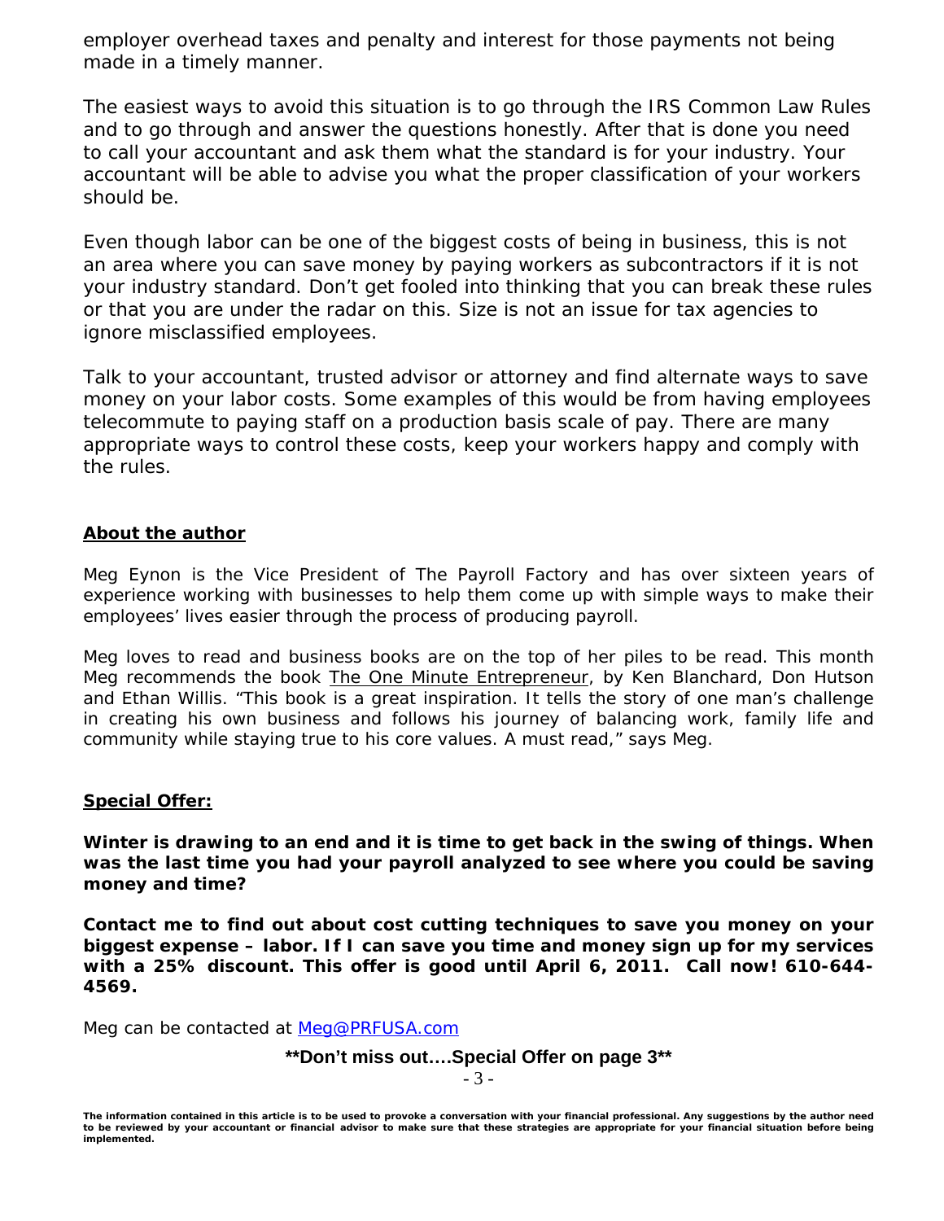employer overhead taxes and penalty and interest for those payments not being made in a timely manner.

The easiest ways to avoid this situation is to go through the IRS Common Law Rules and to go through and answer the questions honestly. After that is done you need to call your accountant and ask them what the standard is for your industry. Your accountant will be able to advise you what the proper classification of your workers should be.

Even though labor can be one of the biggest costs of being in business, this is not an area where you can save money by paying workers as subcontractors if it is not your industry standard. Don't get fooled into thinking that you can break these rules or that you are under the radar on this. Size is not an issue for tax agencies to ignore misclassified employees.

Talk to your accountant, trusted advisor or attorney and find alternate ways to save money on your labor costs. Some examples of this would be from having employees telecommute to paying staff on a production basis scale of pay. There are many appropriate ways to control these costs, keep your workers happy and comply with the rules.

## About the author

Meg Eynon is the Vice President of The Payroll Factory and has over sixteen years of experience working with businesses to help them come up with simple ways to make their employees' lives easier through the process of producing payroll.

Meg loves to read and business books are on the top of her piles to be read. This month Meg recommends the book The One Minute Entrepreneur, by Ken Blanchard, Don Hutson and Ethan Willis. "This book is a great inspiration. It tells the story of one man's challenge in creating his own business and follows his journey of balancing work, family life and community while staying true to his core values. A must read," says Meg.

## Special Offer:

**Winter is drawing to an end and it is time to get back in the swing of things. When was the last time you had your payroll analyzed to see where you could be saving money and time?**

**Contact me to find out about cost cutting techniques to save you money on your biggest expense – labor. If I can save you time and money sign up for my services with a 25% discount. This offer is good until April 6, 2011. Call now! 610-644-4569.**

Meg can be contacted at Meg@PRFUSA.com

**\*\*Don't miss out….Special Offer on page 3\*\***

**The information contained in this article is to be used to provoke a conversation with your financial professional. Any suggestions by the author need to be reviewed by your accountant or financial advisor to make sure that these strategies are appropriate for your financial situation before being implemented.**